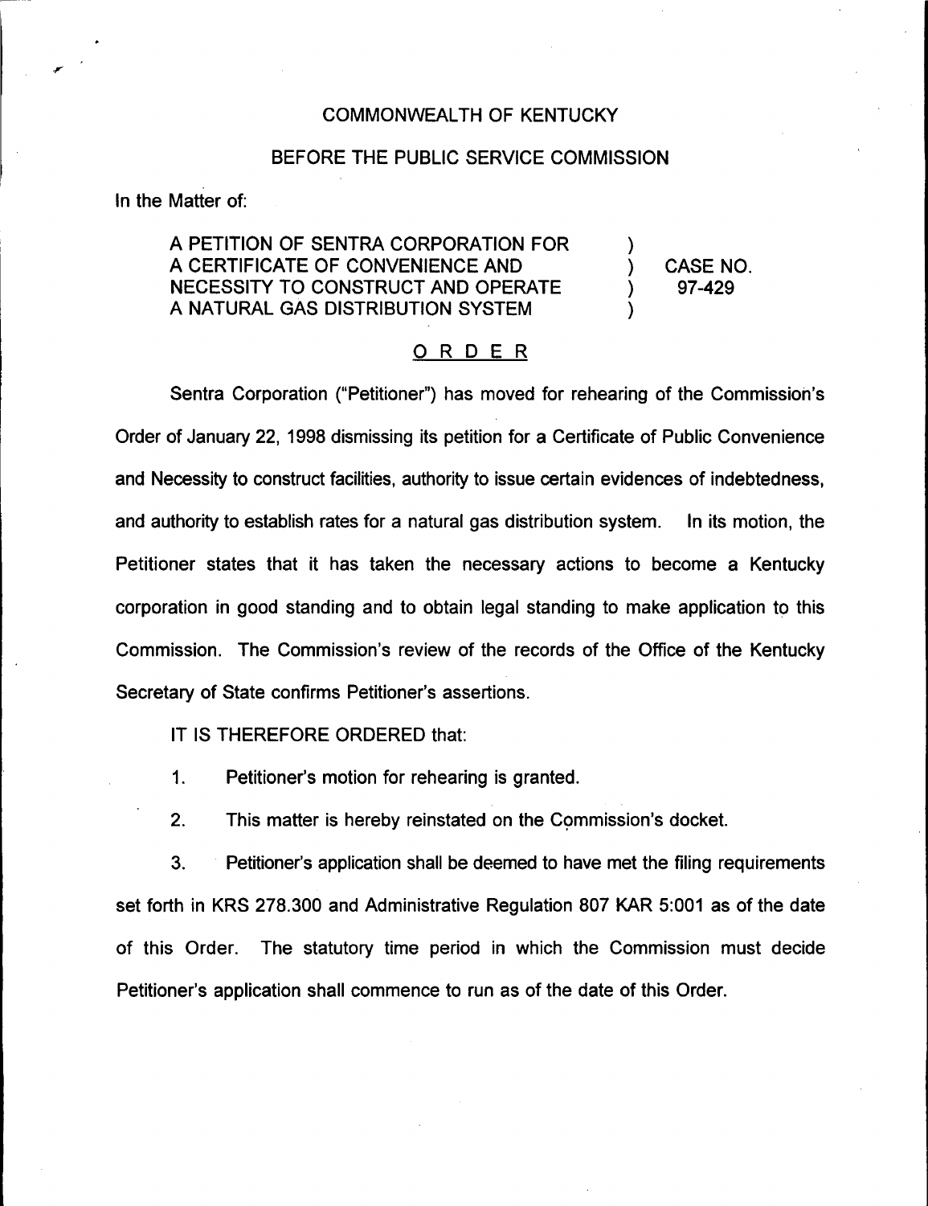COMMONWEALTH OF KENTUCKY

BEFORE THE PUBLIC SERVICE COMMISSION

In the Matter of:

| | | |
|---|---|---|
| A PETITION OF SENTRA CORPORATION FOR A CERTIFICATE OF CONVENIENCE AND NECESSITY TO CONSTRUCT AND OPERATE A NATURAL GAS DISTRIBUTION SYSTEM | ) ) ) ) | CASE NO. 97-429 |

ORDER

Sentra Corporation ("Petitioner") has moved for rehearing of the Commission's Order of January 22, 1998 dismissing its petition for a Certificate of Public Convenience and Necessity to construct facilities, authority to issue certain evidences of indebtedness, and authority to establish rates for a natural gas distribution system. In its motion, the Petitioner states that it has taken the necessary actions to become a Kentucky corporation in good standing and to obtain legal standing to make application to this Commission. The Commission's review of the records of the Office of the Kentucky Secretary of State confirms Petitioner's assertions.

IT IS THEREFORE ORDERED that:

1. Petitioner's motion for rehearing is granted.

2. This matter is hereby reinstated on the Commission's docket.

3. Petitioner's application shall be deemed to have met the filing requirements set forth in KRS 278.300 and Administrative Regulation 807 KAR 5:001 as of the date of this Order. The statutory time period in which the Commission must decide Petitioner's application shall commence to run as of the date of this Order.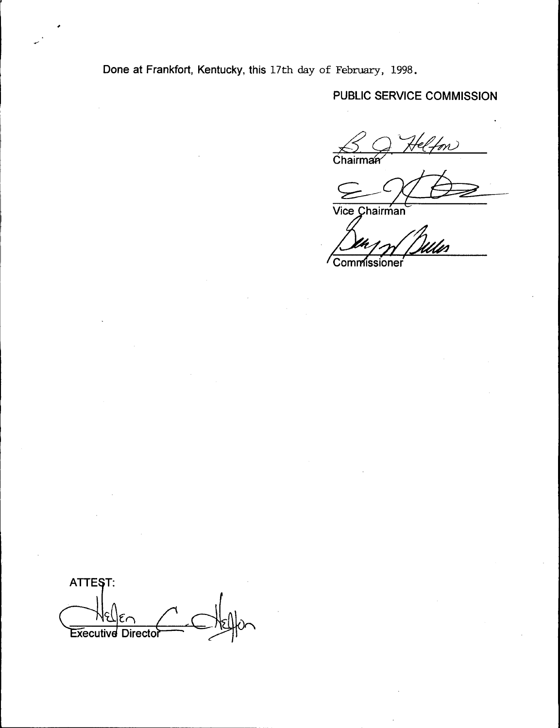Done at Frankfort, Kentucky, this 17th day of February, 1998.

PUBLIC SERVICE COMMISSION

Chairman

Vice Chairman

Commissioner

ATTEST:

Executive Director